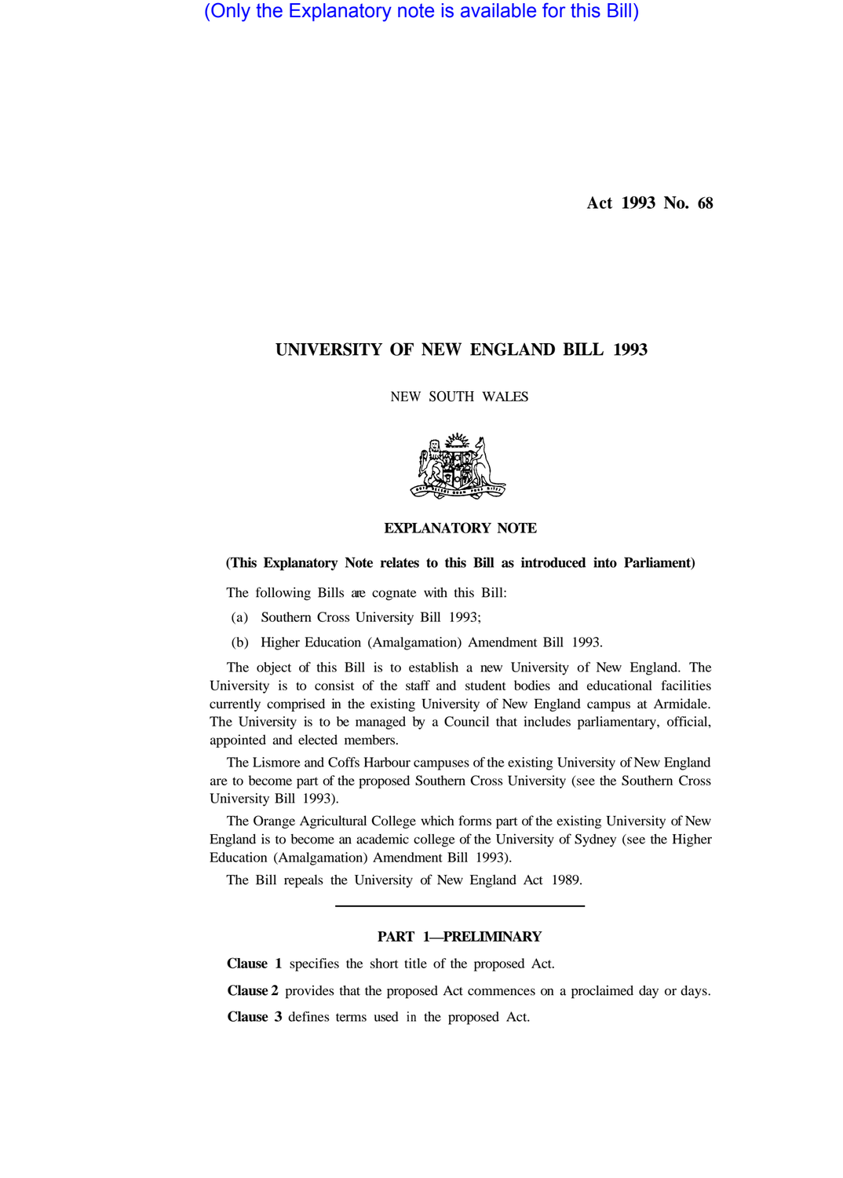(Only the Explanatory note is available for this Bill)

Act 1993 No. 68

# UNIVERSITY OF NEW ENGLAND BILL 1993

NEW SOUTH WALES

## EXPLANATORY NOTE

**(This Explanatory Note relates to this Bill as introduced into Parliament)**

The following Bills are cognate with this Bill:

(a) Southern Cross University Bill 1993;

(b) Higher Education (Amalgamation) Amendment Bill 1993.

The object of this Bill is to establish a new University of New England. The University is to consist of the staff and student bodies and educational facilities currently comprised in the existing University of New England campus at Armidale. The University is to be managed by a Council that includes parliamentary, official, appointed and elected members.

The Lismore and Coffs Harbour campuses of the existing University of New England are to become part of the proposed Southern Cross University (see the Southern Cross University Bill 1993).

The Orange Agricultural College which forms part of the existing University of New England is to become an academic college of the University of Sydney (see the Higher Education (Amalgamation) Amendment Bill 1993).

The Bill repeals the University of New England Act 1989.

---

### PART 1—PRELIMINARY

**Clause 1** specifies the short title of the proposed Act.

**Clause 2** provides that the proposed Act commences on a proclaimed day or days.

**Clause 3** defines terms used in the proposed Act.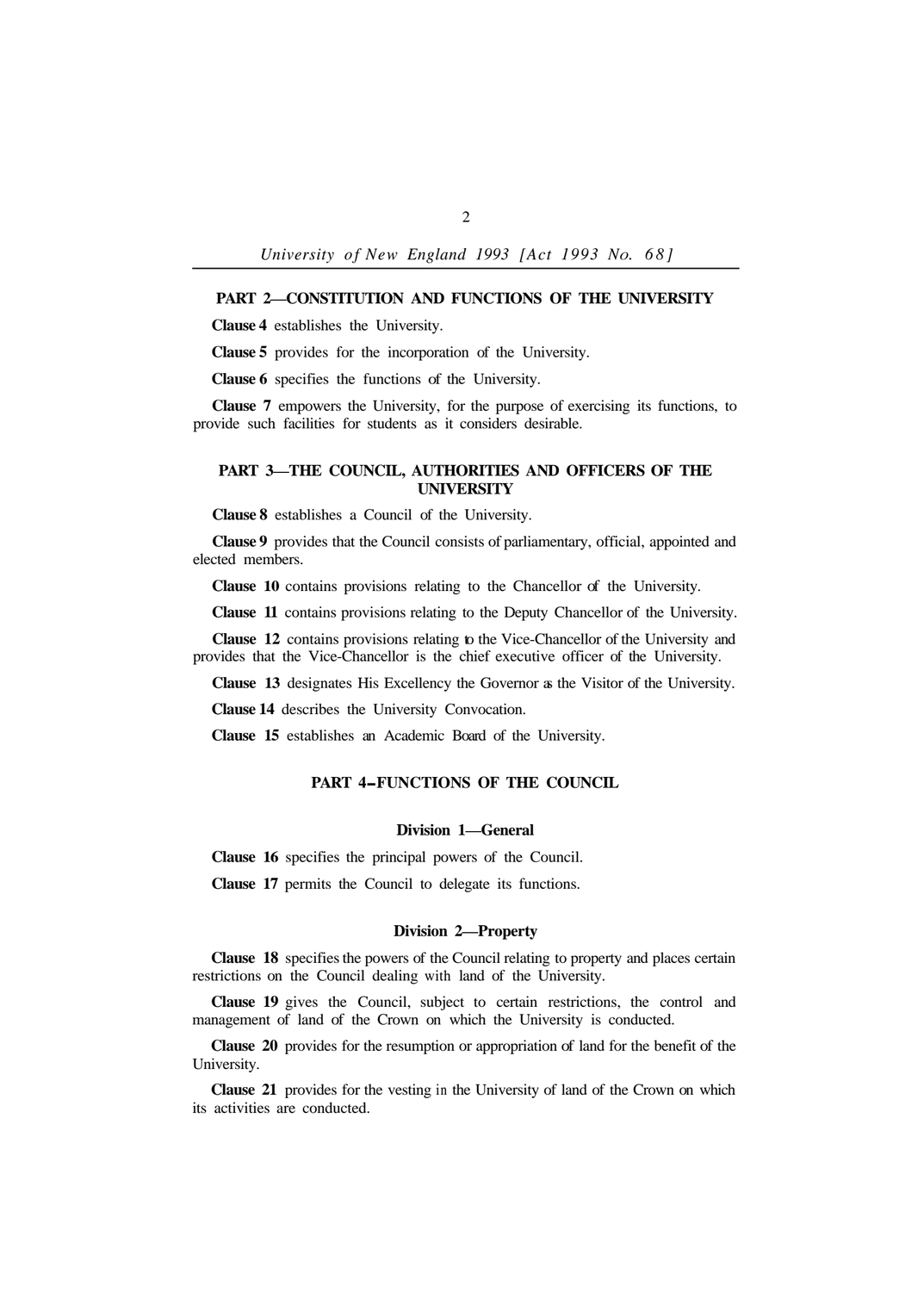## PART 2—CONSTITUTION AND FUNCTIONS OF THE UNIVERSITY

**Clause 4** establishes the University.

**Clause 5** provides for the incorporation of the University.

**Clause 6** specifies the functions of the University.

**Clause 7** empowers the University, for the purpose of exercising its functions, to provide such facilities for students as it considers desirable.

## PART 3—THE COUNCIL, AUTHORITIES AND OFFICERS OF THE UNIVERSITY

**Clause 8** establishes a Council of the University.

**Clause 9** provides that the Council consists of parliamentary, official, appointed and elected members.

**Clause 10** contains provisions relating to the Chancellor of the University.

**Clause 11** contains provisions relating to the Deputy Chancellor of the University.

**Clause 12** contains provisions relating to the Vice-Chancellor of the University and provides that the Vice-Chancellor is the chief executive officer of the University.

**Clause 13** designates His Excellency the Governor as the Visitor of the University.

**Clause 14** describes the University Convocation.

**Clause 15** establishes an Academic Board of the University.

## PART 4—FUNCTIONS OF THE COUNCIL

### Division 1—General

**Clause 16** specifies the principal powers of the Council.

**Clause 17** permits the Council to delegate its functions.

### Division 2—Property

**Clause 18** specifies the powers of the Council relating to property and places certain restrictions on the Council dealing with land of the University.

**Clause 19** gives the Council, subject to certain restrictions, the control and management of land of the Crown on which the University is conducted.

**Clause 20** provides for the resumption or appropriation of land for the benefit of the University.

**Clause 21** provides for the vesting in the University of land of the Crown on which its activities are conducted.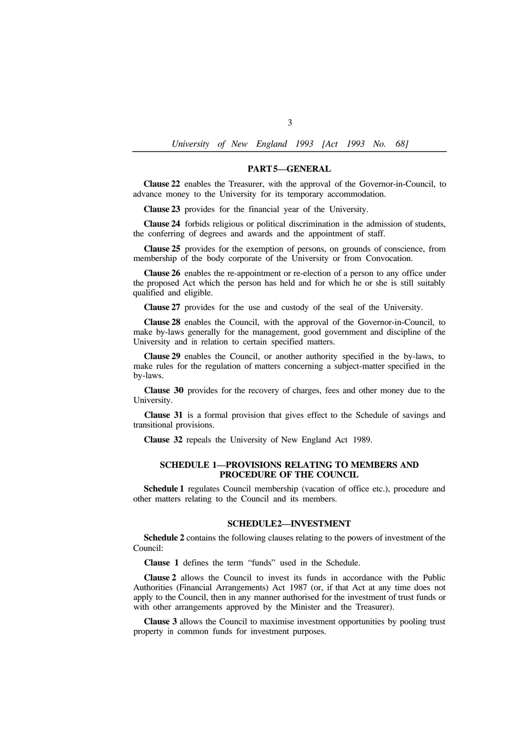## PART 5—GENERAL

**Clause 22** enables the Treasurer, with the approval of the Governor-in-Council, to advance money to the University for its temporary accommodation.

**Clause 23** provides for the financial year of the University.

**Clause 24** forbids religious or political discrimination in the admission of students, the conferring of degrees and awards and the appointment of staff.

**Clause 25** provides for the exemption of persons, on grounds of conscience, from membership of the body corporate of the University or from Convocation.

**Clause 26** enables the re-appointment or re-election of a person to any office under the proposed Act which the person has held and for which he or she is still suitably qualified and eligible.

**Clause 27** provides for the use and custody of the seal of the University.

**Clause 28** enables the Council, with the approval of the Governor-in-Council, to make by-laws generally for the management, good government and discipline of the University and in relation to certain specified matters.

**Clause 29** enables the Council, or another authority specified in the by-laws, to make rules for the regulation of matters concerning a subject-matter specified in the by-laws.

**Clause 30** provides for the recovery of charges, fees and other money due to the University.

**Clause 31** is a formal provision that gives effect to the Schedule of savings and transitional provisions.

**Clause 32** repeals the University of New England Act 1989.

## SCHEDULE 1—PROVISIONS RELATING TO MEMBERS AND PROCEDURE OF THE COUNCIL

**Schedule 1** regulates Council membership (vacation of office etc.), procedure and other matters relating to the Council and its members.

## SCHEDULE 2—INVESTMENT

**Schedule 2** contains the following clauses relating to the powers of investment of the Council:

**Clause 1** defines the term "funds" used in the Schedule.

**Clause 2** allows the Council to invest its funds in accordance with the Public Authorities (Financial Arrangements) Act 1987 (or, if that Act at any time does not apply to the Council, then in any manner authorised for the investment of trust funds or with other arrangements approved by the Minister and the Treasurer).

**Clause 3** allows the Council to maximise investment opportunities by pooling trust property in common funds for investment purposes.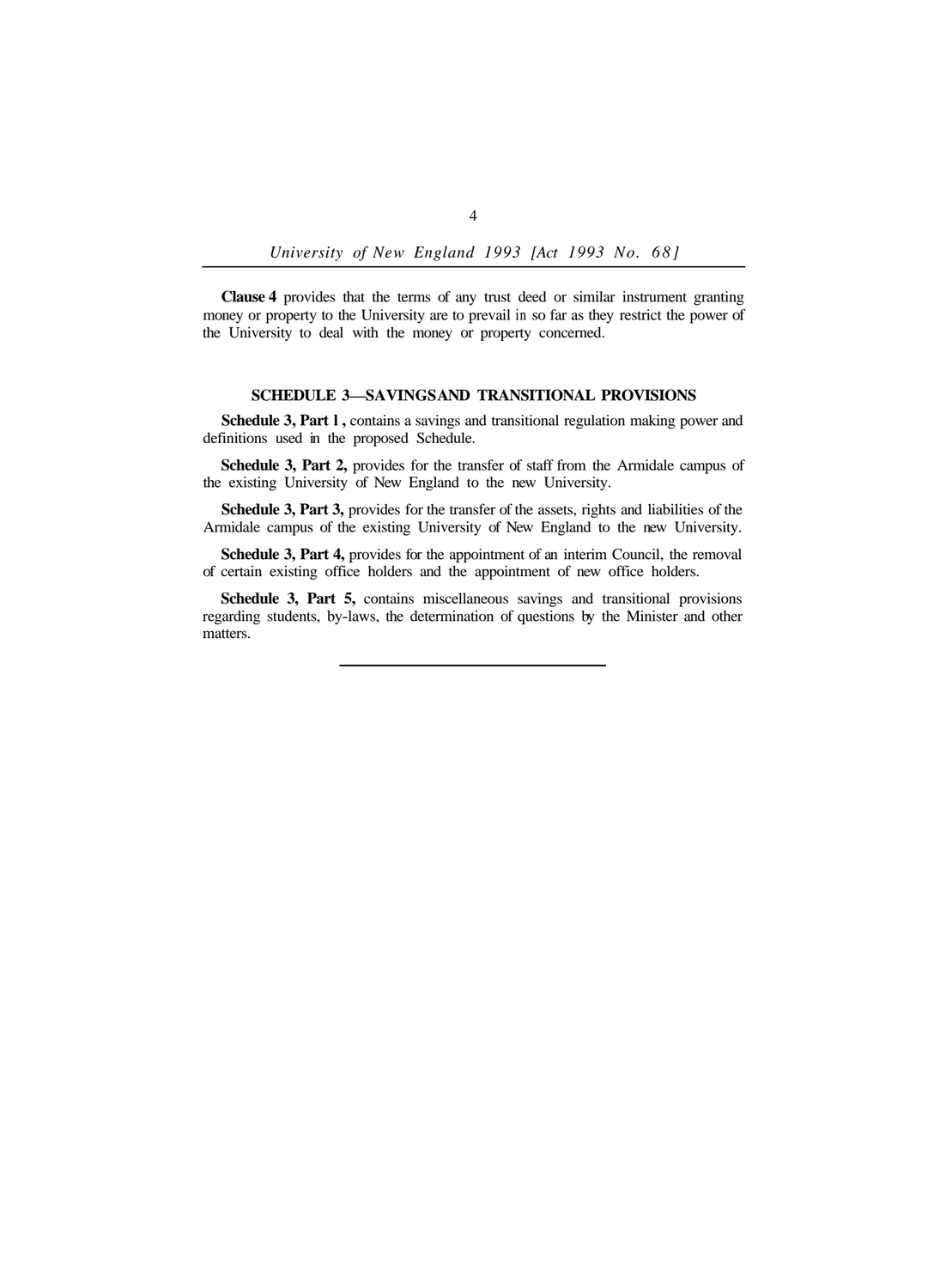**Clause 4** provides that the terms of any trust deed or similar instrument granting money or property to the University are to prevail in so far as they restrict the power of the University to deal with the money or property concerned.

## SCHEDULE 3—SAVINGS AND TRANSITIONAL PROVISIONS

**Schedule 3, Part 1,** contains a savings and transitional regulation making power and definitions used in the proposed Schedule.

**Schedule 3, Part 2,** provides for the transfer of staff from the Armidale campus of the existing University of New England to the new University.

**Schedule 3, Part 3,** provides for the transfer of the assets, rights and liabilities of the Armidale campus of the existing University of New England to the new University.

**Schedule 3, Part 4,** provides for the appointment of an interim Council, the removal of certain existing office holders and the appointment of new office holders.

**Schedule 3, Part 5,** contains miscellaneous savings and transitional provisions regarding students, by-laws, the determination of questions by the Minister and other matters.